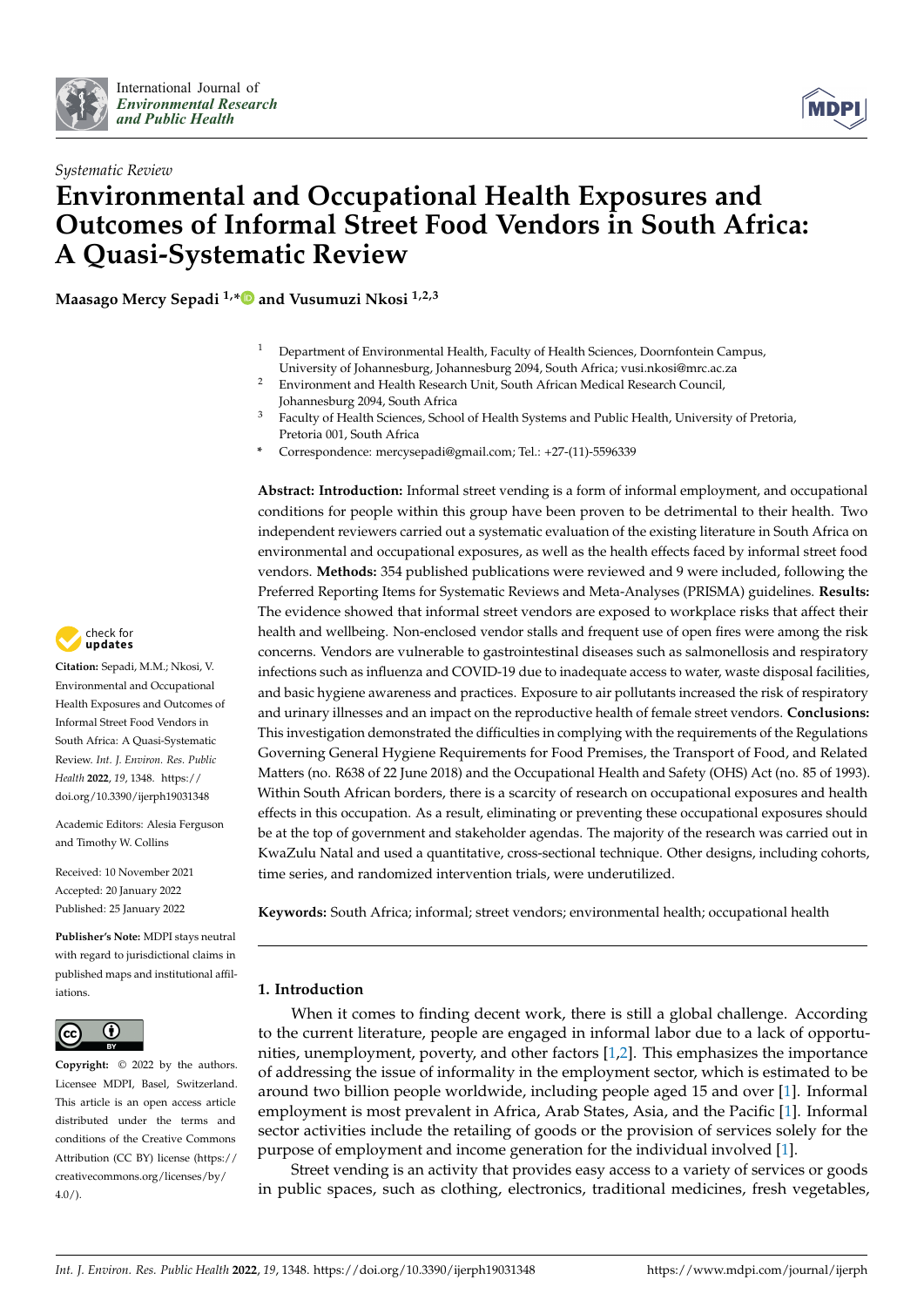*Systematic Review*

# Environmental and Occupational Health Exposures and Outcomes of Informal Street Food Vendors in South Africa: A Quasi-Systematic Review

**Maasago Mercy Sepadi [1,*] and Vusumuzi Nkosi [1,2,3]**

[1] Department of Environmental Health, Faculty of Health Sciences, Doornfontein Campus, University of Johannesburg, Johannesburg 2094, South Africa; vusi.nkosi@mrc.ac.za

[2] Environment and Health Research Unit, South African Medical Research Council, Johannesburg 2094, South Africa

[3] Faculty of Health Sciences, School of Health Systems and Public Health, University of Pretoria, Pretoria 001, South Africa

\* Correspondence: mercysepadi@gmail.com; Tel.: +27-(11)-5596339

**Citation:** Sepadi, M.M.; Nkosi, V. Environmental and Occupational Health Exposures and Outcomes of Informal Street Food Vendors in South Africa: A Quasi-Systematic Review. *Int. J. Environ. Res. Public Health* **2022**, *19*, 1348. https://doi.org/10.3390/ijerph19031348

Academic Editors: Alesia Ferguson and Timothy W. Collins

Received: 10 November 2021
Accepted: 20 January 2022
Published: 25 January 2022

**Publisher's Note:** MDPI stays neutral with regard to jurisdictional claims in published maps and institutional affiliations.

**Copyright:** © 2022 by the authors. Licensee MDPI, Basel, Switzerland. This article is an open access article distributed under the terms and conditions of the Creative Commons Attribution (CC BY) license (https://creativecommons.org/licenses/by/4.0/).

**Abstract: Introduction:** Informal street vending is a form of informal employment, and occupational conditions for people within this group have been proven to be detrimental to their health. Two independent reviewers carried out a systematic evaluation of the existing literature in South Africa on environmental and occupational exposures, as well as the health effects faced by informal street food vendors. **Methods:** 354 published publications were reviewed and 9 were included, following the Preferred Reporting Items for Systematic Reviews and Meta-Analyses (PRISMA) guidelines. **Results:** The evidence showed that informal street vendors are exposed to workplace risks that affect their health and wellbeing. Non-enclosed vendor stalls and frequent use of open fires were among the risk concerns. Vendors are vulnerable to gastrointestinal diseases such as salmonellosis and respiratory infections such as influenza and COVID-19 due to inadequate access to water, waste disposal facilities, and basic hygiene awareness and practices. Exposure to air pollutants increased the risk of respiratory and urinary illnesses and an impact on the reproductive health of female street vendors. **Conclusions:** This investigation demonstrated the difficulties in complying with the requirements of the Regulations Governing General Hygiene Requirements for Food Premises, the Transport of Food, and Related Matters (no. R638 of 22 June 2018) and the Occupational Health and Safety (OHS) Act (no. 85 of 1993). Within South African borders, there is a scarcity of research on occupational exposures and health effects in this occupation. As a result, eliminating or preventing these occupational exposures should be at the top of government and stakeholder agendas. The majority of the research was carried out in KwaZulu Natal and used a quantitative, cross-sectional technique. Other designs, including cohorts, time series, and randomized intervention trials, were underutilized.

**Keywords:** South Africa; informal; street vendors; environmental health; occupational health

## 1. Introduction

When it comes to finding decent work, there is still a global challenge. According to the current literature, people are engaged in informal labor due to a lack of opportunities, unemployment, poverty, and other factors [1,2]. This emphasizes the importance of addressing the issue of informality in the employment sector, which is estimated to be around two billion people worldwide, including people aged 15 and over [1]. Informal employment is most prevalent in Africa, Arab States, Asia, and the Pacific [1]. Informal sector activities include the retailing of goods or the provision of services solely for the purpose of employment and income generation for the individual involved [1].

Street vending is an activity that provides easy access to a variety of services or goods in public spaces, such as clothing, electronics, traditional medicines, fresh vegetables,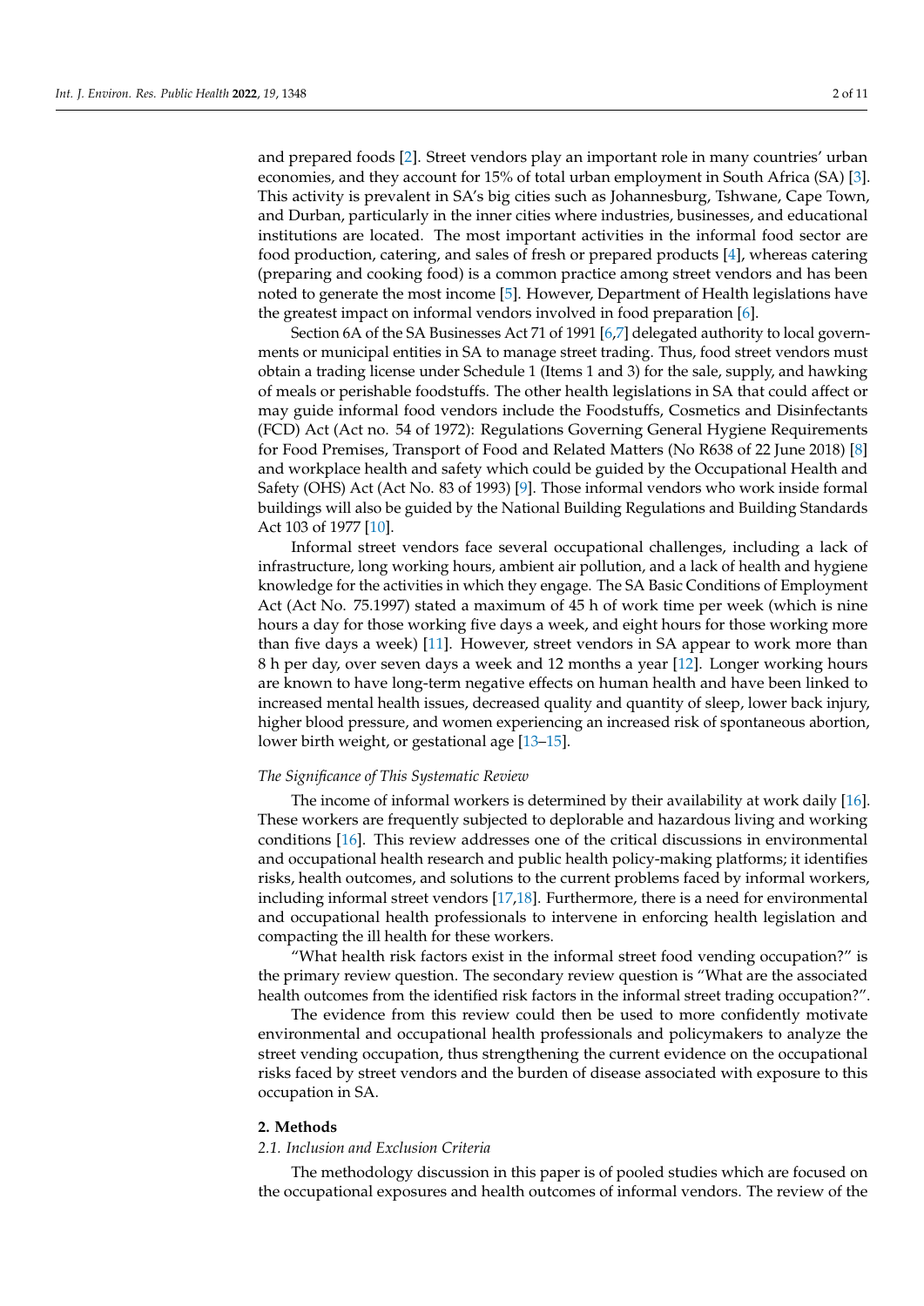and prepared foods [2]. Street vendors play an important role in many countries' urban economies, and they account for 15% of total urban employment in South Africa (SA) [3]. This activity is prevalent in SA's big cities such as Johannesburg, Tshwane, Cape Town, and Durban, particularly in the inner cities where industries, businesses, and educational institutions are located. The most important activities in the informal food sector are food production, catering, and sales of fresh or prepared products [4], whereas catering (preparing and cooking food) is a common practice among street vendors and has been noted to generate the most income [5]. However, Department of Health legislations have the greatest impact on informal vendors involved in food preparation [6].

Section 6A of the SA Businesses Act 71 of 1991 [6,7] delegated authority to local governments or municipal entities in SA to manage street trading. Thus, food street vendors must obtain a trading license under Schedule 1 (Items 1 and 3) for the sale, supply, and hawking of meals or perishable foodstuffs. The other health legislations in SA that could affect or may guide informal food vendors include the Foodstuffs, Cosmetics and Disinfectants (FCD) Act (Act no. 54 of 1972): Regulations Governing General Hygiene Requirements for Food Premises, Transport of Food and Related Matters (No R638 of 22 June 2018) [8] and workplace health and safety which could be guided by the Occupational Health and Safety (OHS) Act (Act No. 83 of 1993) [9]. Those informal vendors who work inside formal buildings will also be guided by the National Building Regulations and Building Standards Act 103 of 1977 [10].

Informal street vendors face several occupational challenges, including a lack of infrastructure, long working hours, ambient air pollution, and a lack of health and hygiene knowledge for the activities in which they engage. The SA Basic Conditions of Employment Act (Act No. 75.1997) stated a maximum of 45 h of work time per week (which is nine hours a day for those working five days a week, and eight hours for those working more than five days a week) [11]. However, street vendors in SA appear to work more than 8 h per day, over seven days a week and 12 months a year [12]. Longer working hours are known to have long-term negative effects on human health and have been linked to increased mental health issues, decreased quality and quantity of sleep, lower back injury, higher blood pressure, and women experiencing an increased risk of spontaneous abortion, lower birth weight, or gestational age [13–15].

*The Significance of This Systematic Review*

The income of informal workers is determined by their availability at work daily [16]. These workers are frequently subjected to deplorable and hazardous living and working conditions [16]. This review addresses one of the critical discussions in environmental and occupational health research and public health policy-making platforms; it identifies risks, health outcomes, and solutions to the current problems faced by informal workers, including informal street vendors [17,18]. Furthermore, there is a need for environmental and occupational health professionals to intervene in enforcing health legislation and compacting the ill health for these workers.

"What health risk factors exist in the informal street food vending occupation?" is the primary review question. The secondary review question is "What are the associated health outcomes from the identified risk factors in the informal street trading occupation?".

The evidence from this review could then be used to more confidently motivate environmental and occupational health professionals and policymakers to analyze the street vending occupation, thus strengthening the current evidence on the occupational risks faced by street vendors and the burden of disease associated with exposure to this occupation in SA.

## 2. Methods

### *2.1. Inclusion and Exclusion Criteria*

The methodology discussion in this paper is of pooled studies which are focused on the occupational exposures and health outcomes of informal vendors. The review of the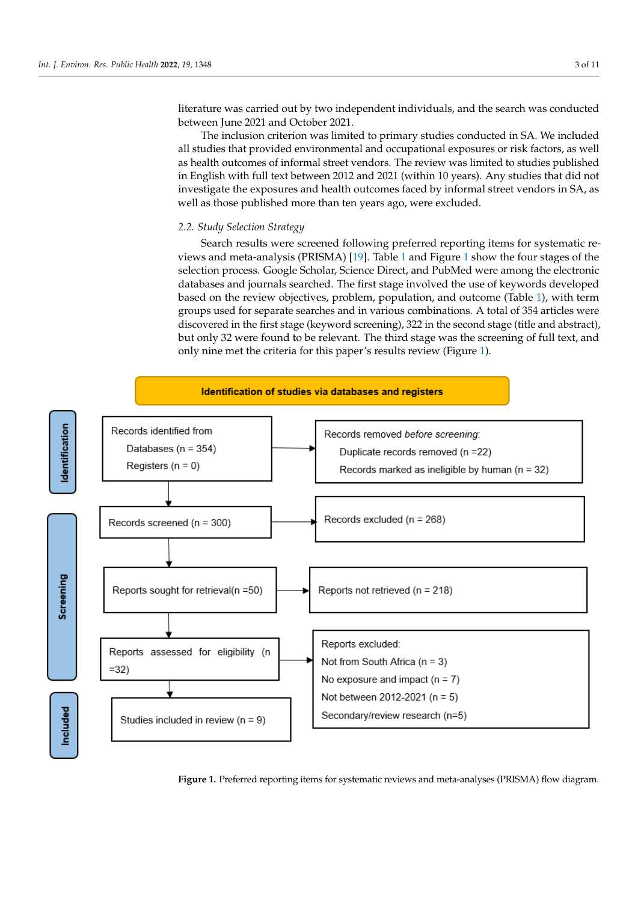literature was carried out by two independent individuals, and the search was conducted between June 2021 and October 2021.

The inclusion criterion was limited to primary studies conducted in SA. We included all studies that provided environmental and occupational exposures or risk factors, as well as health outcomes of informal street vendors. The review was limited to studies published in English with full text between 2012 and 2021 (within 10 years). Any studies that did not investigate the exposures and health outcomes faced by informal street vendors in SA, as well as those published more than ten years ago, were excluded.

### 2.2. Study Selection Strategy

Search results were screened following preferred reporting items for systematic reviews and meta-analysis (PRISMA) [19]. Table 1 and Figure 1 show the four stages of the selection process. Google Scholar, Science Direct, and PubMed were among the electronic databases and journals searched. The first stage involved the use of keywords developed based on the review objectives, problem, population, and outcome (Table 1), with term groups used for separate searches and in various combinations. A total of 354 articles were discovered in the first stage (keyword screening), 322 in the second stage (title and abstract), but only 32 were found to be relevant. The third stage was the screening of full text, and only nine met the criteria for this paper's results review (Figure 1).

**Identification of studies via databases and registers**

**Identification**

- Records identified from:
  - Databases (n = 354)
  - Registers (n = 0)
- Records removed *before screening*:
  - Duplicate records removed (n =22)
  - Records marked as ineligible by human (n = 32)

**Screening**

- Records screened (n = 300) → Records excluded (n = 268)
- Reports sought for retrieval(n =50) → Reports not retrieved (n = 218)
- Reports assessed for eligibility (n =32) → Reports excluded:
  - Not from South Africa (n = 3)
  - No exposure and impact (n = 7)
  - Not between 2012-2021 (n = 5)
  - Secondary/review research (n=5)

**Included**

- Studies included in review (n = 9)

**Figure 1.** Preferred reporting items for systematic reviews and meta-analyses (PRISMA) flow diagram.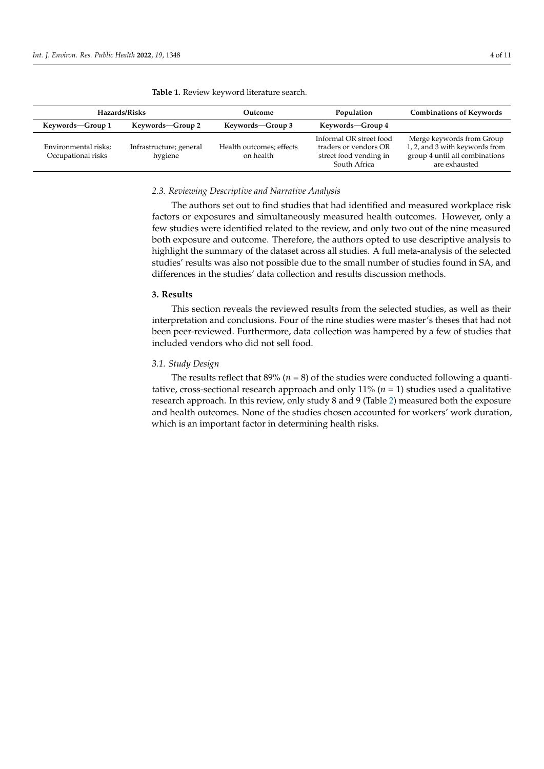**Table 1.** Review keyword literature search.

| Hazards/Risks | | Outcome | Population | Combinations of Keywords |
|---|---|---|---|---|
| Keywords—Group 1 | Keywords—Group 2 | Keywords—Group 3 | Keywords—Group 4 | |
| Environmental risks; Occupational risks | Infrastructure; general hygiene | Health outcomes; effects on health | Informal OR street food traders or vendors OR street food vending in South Africa | Merge keywords from Group 1, 2, and 3 with keywords from group 4 until all combinations are exhausted |

### *2.3. Reviewing Descriptive and Narrative Analysis*

The authors set out to find studies that had identified and measured workplace risk factors or exposures and simultaneously measured health outcomes. However, only a few studies were identified related to the review, and only two out of the nine measured both exposure and outcome. Therefore, the authors opted to use descriptive analysis to highlight the summary of the dataset across all studies. A full meta-analysis of the selected studies' results was also not possible due to the small number of studies found in SA, and differences in the studies' data collection and results discussion methods.

## **3. Results**

This section reveals the reviewed results from the selected studies, as well as their interpretation and conclusions. Four of the nine studies were master's theses that had not been peer-reviewed. Furthermore, data collection was hampered by a few of studies that included vendors who did not sell food.

### *3.1. Study Design*

The results reflect that 89% ($n$ = 8) of the studies were conducted following a quantitative, cross-sectional research approach and only 11% ($n$ = 1) studies used a qualitative research approach. In this review, only study 8 and 9 (Table 2) measured both the exposure and health outcomes. None of the studies chosen accounted for workers' work duration, which is an important factor in determining health risks.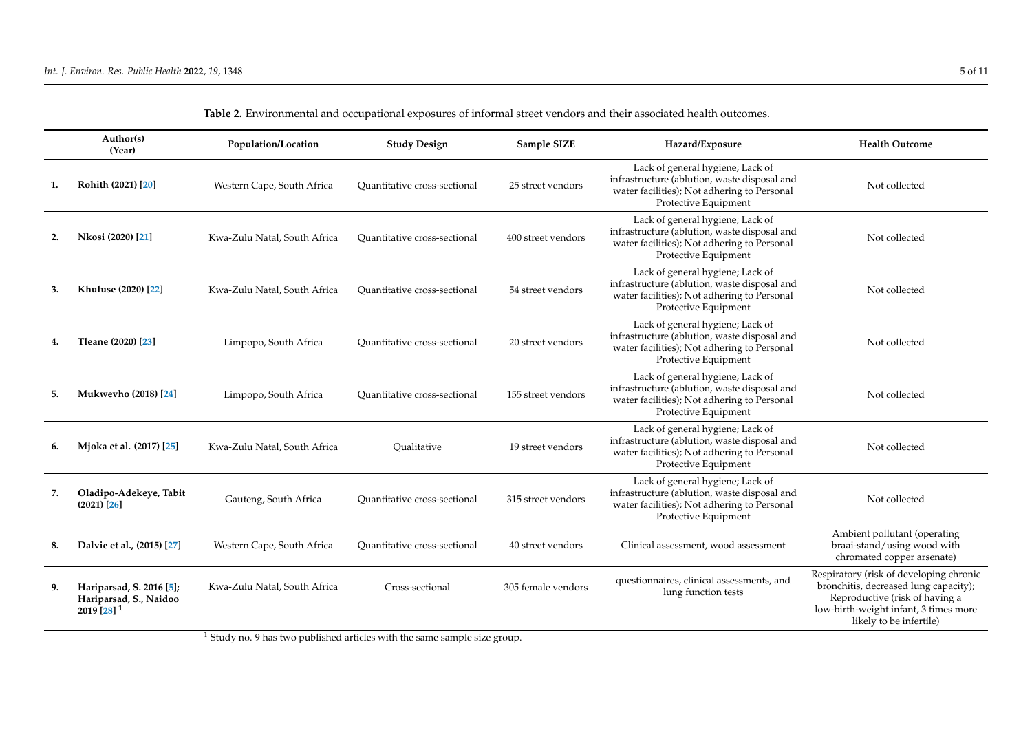**Table 2.** Environmental and occupational exposures of informal street vendors and their associated health outcomes.

| | Author(s) (Year) | Population/Location | Study Design | Sample SIZE | Hazard/Exposure | Health Outcome |
|---|---|---|---|---|---|---|
| **1.** | **Rohith (2021) [20]** | Western Cape, South Africa | Quantitative cross-sectional | 25 street vendors | Lack of general hygiene; Lack of infrastructure (ablution, waste disposal and water facilities); Not adhering to Personal Protective Equipment | Not collected |
| **2.** | **Nkosi (2020) [21]** | Kwa-Zulu Natal, South Africa | Quantitative cross-sectional | 400 street vendors | Lack of general hygiene; Lack of infrastructure (ablution, waste disposal and water facilities); Not adhering to Personal Protective Equipment | Not collected |
| **3.** | **Khuluse (2020) [22]** | Kwa-Zulu Natal, South Africa | Quantitative cross-sectional | 54 street vendors | Lack of general hygiene; Lack of infrastructure (ablution, waste disposal and water facilities); Not adhering to Personal Protective Equipment | Not collected |
| **4.** | **Tleane (2020) [23]** | Limpopo, South Africa | Quantitative cross-sectional | 20 street vendors | Lack of general hygiene; Lack of infrastructure (ablution, waste disposal and water facilities); Not adhering to Personal Protective Equipment | Not collected |
| **5.** | **Mukwevho (2018) [24]** | Limpopo, South Africa | Quantitative cross-sectional | 155 street vendors | Lack of general hygiene; Lack of infrastructure (ablution, waste disposal and water facilities); Not adhering to Personal Protective Equipment | Not collected |
| **6.** | **Mjoka et al. (2017) [25]** | Kwa-Zulu Natal, South Africa | Qualitative | 19 street vendors | Lack of general hygiene; Lack of infrastructure (ablution, waste disposal and water facilities); Not adhering to Personal Protective Equipment | Not collected |
| **7.** | **Oladipo-Adekeye, Tabit (2021) [26]** | Gauteng, South Africa | Quantitative cross-sectional | 315 street vendors | Lack of general hygiene; Lack of infrastructure (ablution, waste disposal and water facilities); Not adhering to Personal Protective Equipment | Not collected |
| **8.** | **Dalvie et al., (2015) [27]** | Western Cape, South Africa | Quantitative cross-sectional | 40 street vendors | Clinical assessment, wood assessment | Ambient pollutant (operating braai-stand/using wood with chromated copper arsenate) |
| **9.** | **Hariparsad, S. 2016 [5]; Hariparsad, S., Naidoo 2019 [28] [1]** | Kwa-Zulu Natal, South Africa | Cross-sectional | 305 female vendors | questionnaires, clinical assessments, and lung function tests | Respiratory (risk of developing chronic bronchitis, decreased lung capacity); Reproductive (risk of having a low-birth-weight infant, 3 times more likely to be infertile) |

[1] Study no. 9 has two published articles with the same sample size group.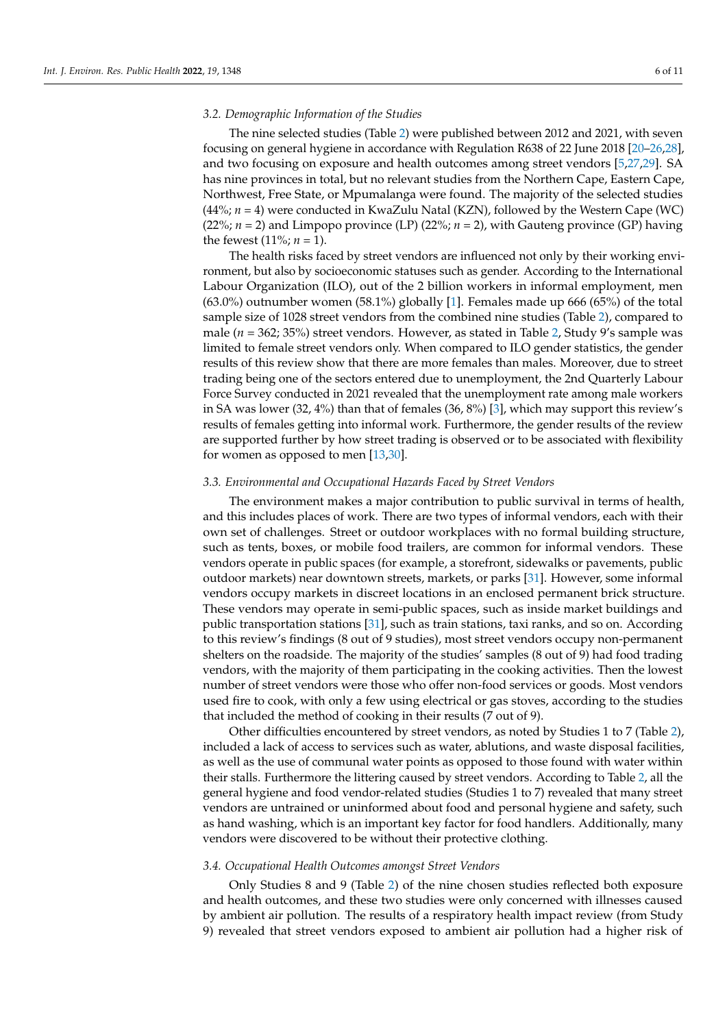### 3.2. Demographic Information of the Studies

The nine selected studies (Table 2) were published between 2012 and 2021, with seven focusing on general hygiene in accordance with Regulation R638 of 22 June 2018 [20–26,28], and two focusing on exposure and health outcomes among street vendors [5,27,29]. SA has nine provinces in total, but no relevant studies from the Northern Cape, Eastern Cape, Northwest, Free State, or Mpumalanga were found. The majority of the selected studies (44%; $n$ = 4) were conducted in KwaZulu Natal (KZN), followed by the Western Cape (WC) (22%; $n$ = 2) and Limpopo province (LP) (22%; $n$ = 2), with Gauteng province (GP) having the fewest (11%; $n$ = 1).

The health risks faced by street vendors are influenced not only by their working environment, but also by socioeconomic statuses such as gender. According to the International Labour Organization (ILO), out of the 2 billion workers in informal employment, men (63.0%) outnumber women (58.1%) globally [1]. Females made up 666 (65%) of the total sample size of 1028 street vendors from the combined nine studies (Table 2), compared to male ($n$ = 362; 35%) street vendors. However, as stated in Table 2, Study 9's sample was limited to female street vendors only. When compared to ILO gender statistics, the gender results of this review show that there are more females than males. Moreover, due to street trading being one of the sectors entered due to unemployment, the 2nd Quarterly Labour Force Survey conducted in 2021 revealed that the unemployment rate among male workers in SA was lower (32, 4%) than that of females (36, 8%) [3], which may support this review's results of females getting into informal work. Furthermore, the gender results of the review are supported further by how street trading is observed or to be associated with flexibility for women as opposed to men [13,30].

### 3.3. Environmental and Occupational Hazards Faced by Street Vendors

The environment makes a major contribution to public survival in terms of health, and this includes places of work. There are two types of informal vendors, each with their own set of challenges. Street or outdoor workplaces with no formal building structure, such as tents, boxes, or mobile food trailers, are common for informal vendors. These vendors operate in public spaces (for example, a storefront, sidewalks or pavements, public outdoor markets) near downtown streets, markets, or parks [31]. However, some informal vendors occupy markets in discreet locations in an enclosed permanent brick structure. These vendors may operate in semi-public spaces, such as inside market buildings and public transportation stations [31], such as train stations, taxi ranks, and so on. According to this review's findings (8 out of 9 studies), most street vendors occupy non-permanent shelters on the roadside. The majority of the studies' samples (8 out of 9) had food trading vendors, with the majority of them participating in the cooking activities. Then the lowest number of street vendors were those who offer non-food services or goods. Most vendors used fire to cook, with only a few using electrical or gas stoves, according to the studies that included the method of cooking in their results (7 out of 9).

Other difficulties encountered by street vendors, as noted by Studies 1 to 7 (Table 2), included a lack of access to services such as water, ablutions, and waste disposal facilities, as well as the use of communal water points as opposed to those found with water within their stalls. Furthermore the littering caused by street vendors. According to Table 2, all the general hygiene and food vendor-related studies (Studies 1 to 7) revealed that many street vendors are untrained or uninformed about food and personal hygiene and safety, such as hand washing, which is an important key factor for food handlers. Additionally, many vendors were discovered to be without their protective clothing.

### 3.4. Occupational Health Outcomes amongst Street Vendors

Only Studies 8 and 9 (Table 2) of the nine chosen studies reflected both exposure and health outcomes, and these two studies were only concerned with illnesses caused by ambient air pollution. The results of a respiratory health impact review (from Study 9) revealed that street vendors exposed to ambient air pollution had a higher risk of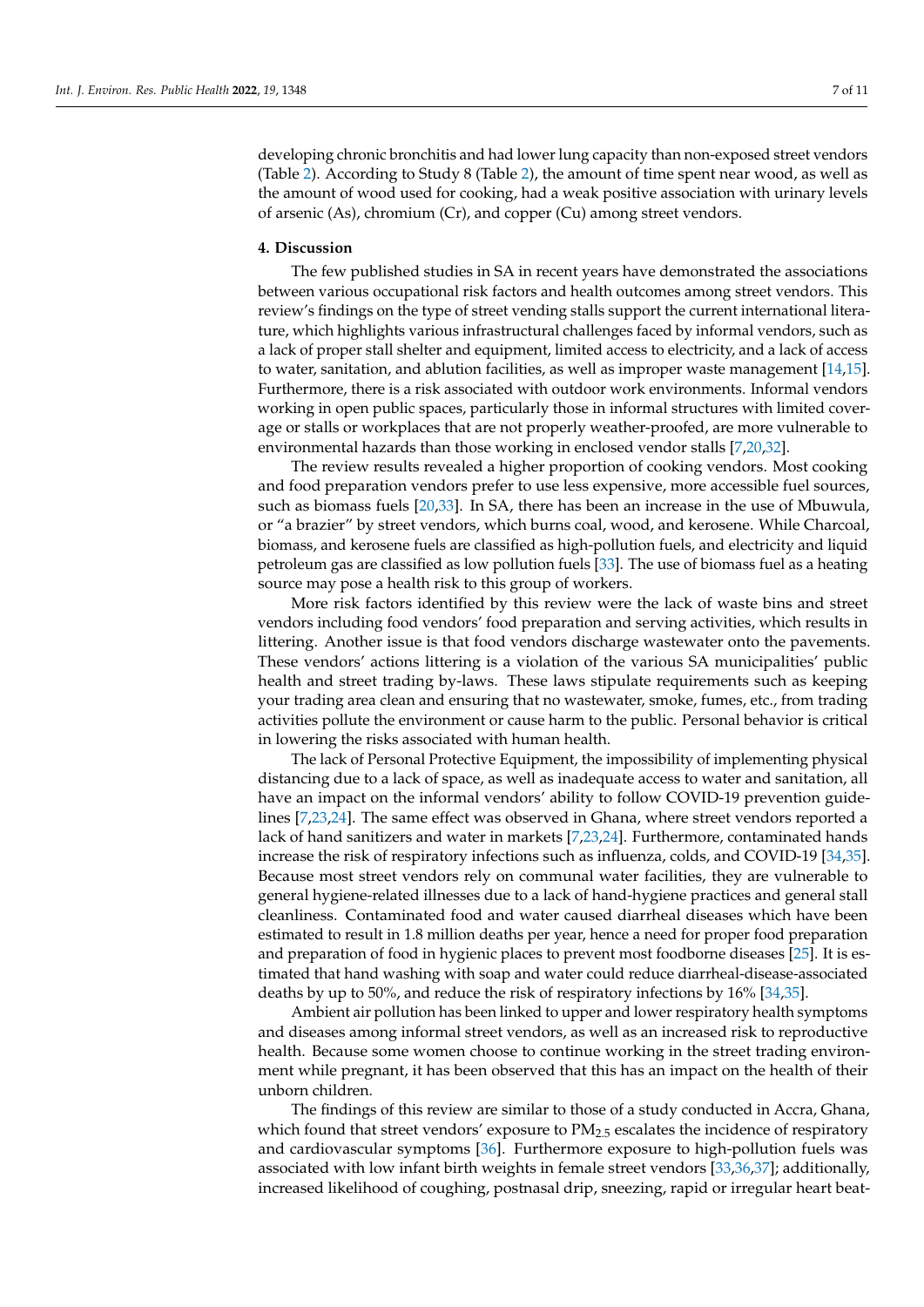developing chronic bronchitis and had lower lung capacity than non-exposed street vendors (Table 2). According to Study 8 (Table 2), the amount of time spent near wood, as well as the amount of wood used for cooking, had a weak positive association with urinary levels of arsenic (As), chromium (Cr), and copper (Cu) among street vendors.

## 4. Discussion

The few published studies in SA in recent years have demonstrated the associations between various occupational risk factors and health outcomes among street vendors. This review's findings on the type of street vending stalls support the current international literature, which highlights various infrastructural challenges faced by informal vendors, such as a lack of proper stall shelter and equipment, limited access to electricity, and a lack of access to water, sanitation, and ablution facilities, as well as improper waste management [14,15]. Furthermore, there is a risk associated with outdoor work environments. Informal vendors working in open public spaces, particularly those in informal structures with limited coverage or stalls or workplaces that are not properly weather-proofed, are more vulnerable to environmental hazards than those working in enclosed vendor stalls [7,20,32].

The review results revealed a higher proportion of cooking vendors. Most cooking and food preparation vendors prefer to use less expensive, more accessible fuel sources, such as biomass fuels [20,33]. In SA, there has been an increase in the use of Mbuwula, or "a brazier" by street vendors, which burns coal, wood, and kerosene. While Charcoal, biomass, and kerosene fuels are classified as high-pollution fuels, and electricity and liquid petroleum gas are classified as low pollution fuels [33]. The use of biomass fuel as a heating source may pose a health risk to this group of workers.

More risk factors identified by this review were the lack of waste bins and street vendors including food vendors' food preparation and serving activities, which results in littering. Another issue is that food vendors discharge wastewater onto the pavements. These vendors' actions littering is a violation of the various SA municipalities' public health and street trading by-laws. These laws stipulate requirements such as keeping your trading area clean and ensuring that no wastewater, smoke, fumes, etc., from trading activities pollute the environment or cause harm to the public. Personal behavior is critical in lowering the risks associated with human health.

The lack of Personal Protective Equipment, the impossibility of implementing physical distancing due to a lack of space, as well as inadequate access to water and sanitation, all have an impact on the informal vendors' ability to follow COVID-19 prevention guidelines [7,23,24]. The same effect was observed in Ghana, where street vendors reported a lack of hand sanitizers and water in markets [7,23,24]. Furthermore, contaminated hands increase the risk of respiratory infections such as influenza, colds, and COVID-19 [34,35]. Because most street vendors rely on communal water facilities, they are vulnerable to general hygiene-related illnesses due to a lack of hand-hygiene practices and general stall cleanliness. Contaminated food and water caused diarrheal diseases which have been estimated to result in 1.8 million deaths per year, hence a need for proper food preparation and preparation of food in hygienic places to prevent most foodborne diseases [25]. It is estimated that hand washing with soap and water could reduce diarrheal-disease-associated deaths by up to 50%, and reduce the risk of respiratory infections by 16% [34,35].

Ambient air pollution has been linked to upper and lower respiratory health symptoms and diseases among informal street vendors, as well as an increased risk to reproductive health. Because some women choose to continue working in the street trading environment while pregnant, it has been observed that this has an impact on the health of their unborn children.

The findings of this review are similar to those of a study conducted in Accra, Ghana, which found that street vendors' exposure to $PM_{2.5}$ escalates the incidence of respiratory and cardiovascular symptoms [36]. Furthermore exposure to high-pollution fuels was associated with low infant birth weights in female street vendors [33,36,37]; additionally, increased likelihood of coughing, postnasal drip, sneezing, rapid or irregular heart beat-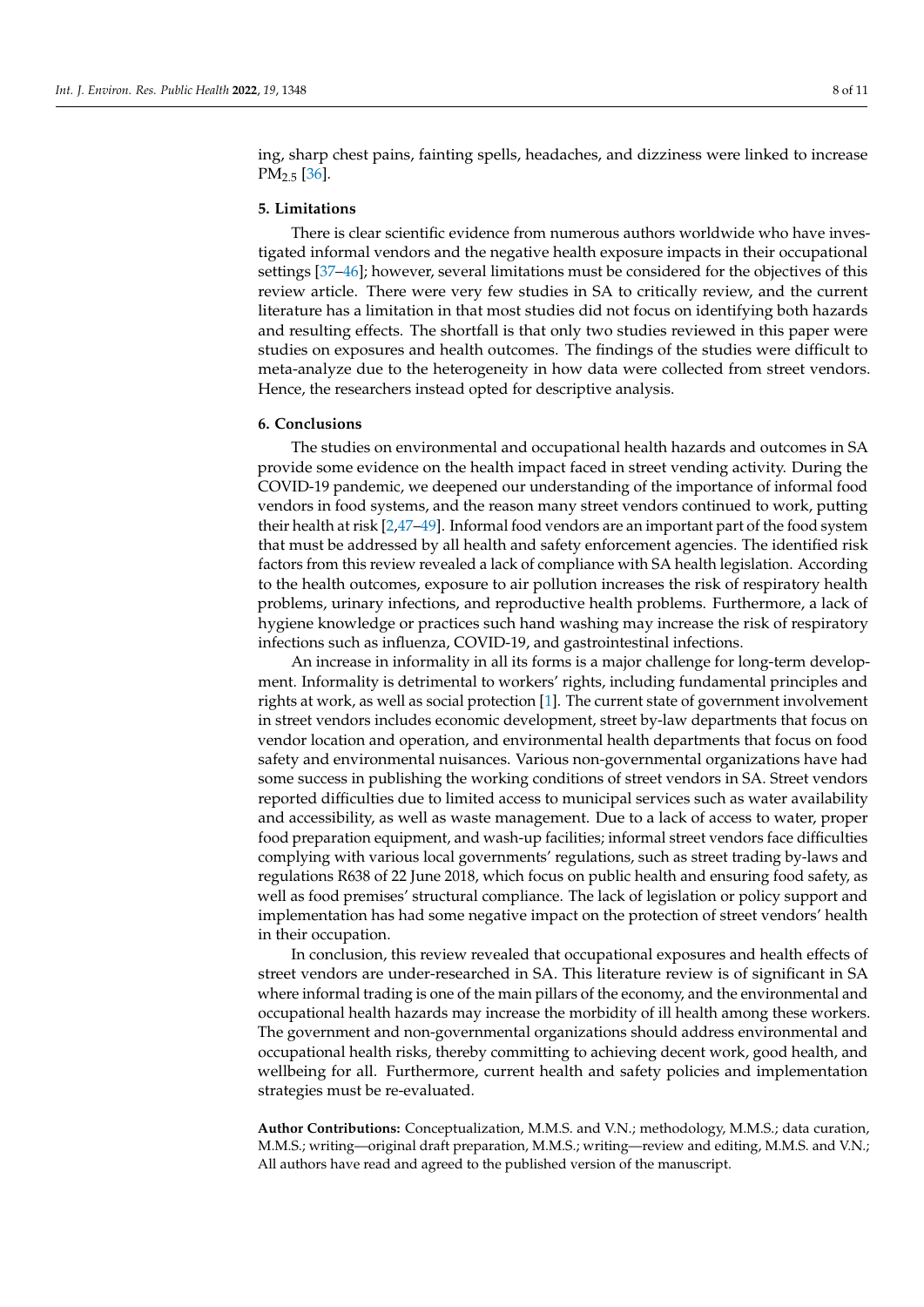ing, sharp chest pains, fainting spells, headaches, and dizziness were linked to increase $PM_{2.5}$ [36].

## 5. Limitations

There is clear scientific evidence from numerous authors worldwide who have investigated informal vendors and the negative health exposure impacts in their occupational settings [37–46]; however, several limitations must be considered for the objectives of this review article. There were very few studies in SA to critically review, and the current literature has a limitation in that most studies did not focus on identifying both hazards and resulting effects. The shortfall is that only two studies reviewed in this paper were studies on exposures and health outcomes. The findings of the studies were difficult to meta-analyze due to the heterogeneity in how data were collected from street vendors. Hence, the researchers instead opted for descriptive analysis.

## 6. Conclusions

The studies on environmental and occupational health hazards and outcomes in SA provide some evidence on the health impact faced in street vending activity. During the COVID-19 pandemic, we deepened our understanding of the importance of informal food vendors in food systems, and the reason many street vendors continued to work, putting their health at risk [2,47–49]. Informal food vendors are an important part of the food system that must be addressed by all health and safety enforcement agencies. The identified risk factors from this review revealed a lack of compliance with SA health legislation. According to the health outcomes, exposure to air pollution increases the risk of respiratory health problems, urinary infections, and reproductive health problems. Furthermore, a lack of hygiene knowledge or practices such hand washing may increase the risk of respiratory infections such as influenza, COVID-19, and gastrointestinal infections.

An increase in informality in all its forms is a major challenge for long-term development. Informality is detrimental to workers' rights, including fundamental principles and rights at work, as well as social protection [1]. The current state of government involvement in street vendors includes economic development, street by-law departments that focus on vendor location and operation, and environmental health departments that focus on food safety and environmental nuisances. Various non-governmental organizations have had some success in publishing the working conditions of street vendors in SA. Street vendors reported difficulties due to limited access to municipal services such as water availability and accessibility, as well as waste management. Due to a lack of access to water, proper food preparation equipment, and wash-up facilities; informal street vendors face difficulties complying with various local governments' regulations, such as street trading by-laws and regulations R638 of 22 June 2018, which focus on public health and ensuring food safety, as well as food premises' structural compliance. The lack of legislation or policy support and implementation has had some negative impact on the protection of street vendors' health in their occupation.

In conclusion, this review revealed that occupational exposures and health effects of street vendors are under-researched in SA. This literature review is of significant in SA where informal trading is one of the main pillars of the economy, and the environmental and occupational health hazards may increase the morbidity of ill health among these workers. The government and non-governmental organizations should address environmental and occupational health risks, thereby committing to achieving decent work, good health, and wellbeing for all. Furthermore, current health and safety policies and implementation strategies must be re-evaluated.

**Author Contributions:** Conceptualization, M.M.S. and V.N.; methodology, M.M.S.; data curation, M.M.S.; writing—original draft preparation, M.M.S.; writing—review and editing, M.M.S. and V.N.; All authors have read and agreed to the published version of the manuscript.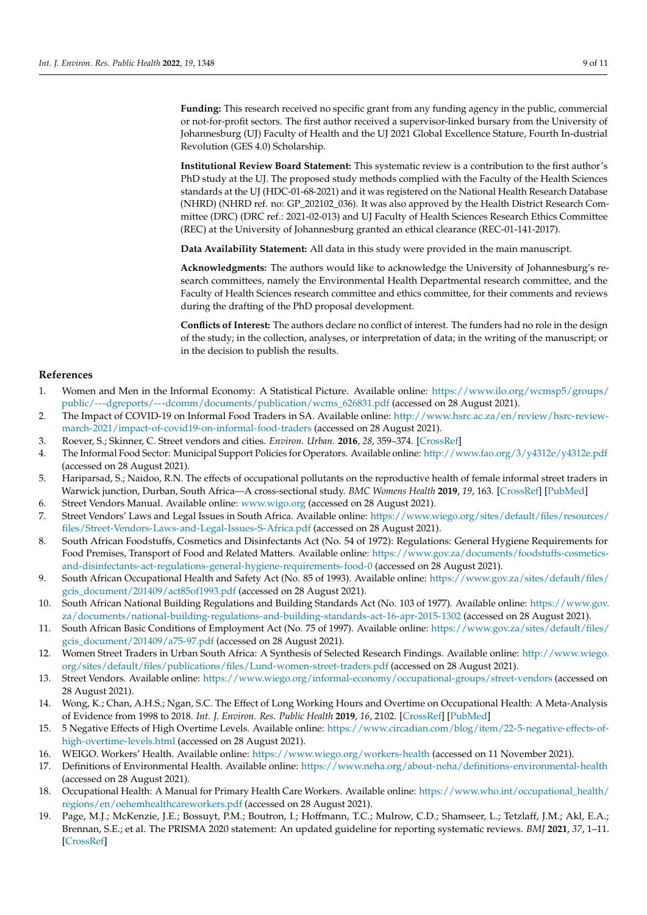**Funding:** This research received no specific grant from any funding agency in the public, commercial or not-for-profit sectors. The first author received a supervisor-linked bursary from the University of Johannesburg (UJ) Faculty of Health and the UJ 2021 Global Excellence Stature, Fourth In-dustrial Revolution (GES 4.0) Scholarship.

**Institutional Review Board Statement:** This systematic review is a contribution to the first author's PhD study at the UJ. The proposed study methods complied with the Faculty of the Health Sciences standards at the UJ (HDC-01-68-2021) and it was registered on the National Health Research Database (NHRD) (NHRD ref. no: GP_202102_036). It was also approved by the Health District Research Committee (DRC) (DRC ref.: 2021-02-013) and UJ Faculty of Health Sciences Research Ethics Committee (REC) at the University of Johannesburg granted an ethical clearance (REC-01-141-2017).

**Data Availability Statement:** All data in this study were provided in the main manuscript.

**Acknowledgments:** The authors would like to acknowledge the University of Johannesburg's research committees, namely the Environmental Health Departmental research committee, and the Faculty of Health Sciences research committee and ethics committee, for their comments and reviews during the drafting of the PhD proposal development.

**Conflicts of Interest:** The authors declare no conflict of interest. The funders had no role in the design of the study; in the collection, analyses, or interpretation of data; in the writing of the manuscript; or in the decision to publish the results.

## References

1. Women and Men in the Informal Economy: A Statistical Picture. Available online: https://www.ilo.org/wcmsp5/groups/public/---dgreports/---dcomm/documents/publication/wcms_626831.pdf (accessed on 28 August 2021).
2. The Impact of COVID-19 on Informal Food Traders in SA. Available online: http://www.hsrc.ac.za/en/review/hsrc-review-march-2021/impact-of-covid19-on-informal-food-traders (accessed on 28 August 2021).
3. Roever, S.; Skinner, C. Street vendors and cities. *Environ. Urban.* **2016**, *28*, 359–374. [CrossRef]
4. The Informal Food Sector: Municipal Support Policies for Operators. Available online: http://www.fao.org/3/y4312e/y4312e.pdf (accessed on 28 August 2021).
5. Hariparsad, S.; Naidoo, R.N. The effects of occupational pollutants on the reproductive health of female informal street traders in Warwick junction, Durban, South Africa—A cross-sectional study. *BMC Womens Health* **2019**, *19*, 163. [CrossRef] [PubMed]
6. Street Vendors Manual. Available online: www.wigo.org (accessed on 28 August 2021).
7. Street Vendors' Laws and Legal Issues in South Africa. Available online: https://www.wiego.org/sites/default/files/resources/files/Street-Vendors-Laws-and-Legal-Issues-S-Africa.pdf (accessed on 28 August 2021).
8. South African Foodstuffs, Cosmetics and Disinfectants Act (No. 54 of 1972): Regulations: General Hygiene Requirements for Food Premises, Transport of Food and Related Matters. Available online: https://www.gov.za/documents/foodstuffs-cosmetics-and-disinfectants-act-regulations-general-hygiene-requirements-food-0 (accessed on 28 August 2021).
9. South African Occupational Health and Safety Act (No. 85 of 1993). Available online: https://www.gov.za/sites/default/files/gcis_document/201409/act85of1993.pdf (accessed on 28 August 2021).
10. South African National Building Regulations and Building Standards Act (No. 103 of 1977). Available online: https://www.gov.za/documents/national-building-regulations-and-building-standards-act-16-apr-2015-1302 (accessed on 28 August 2021).
11. South African Basic Conditions of Employment Act (No. 75 of 1997). Available online: https://www.gov.za/sites/default/files/gcis_document/201409/a75-97.pdf (accessed on 28 August 2021).
12. Women Street Traders in Urban South Africa: A Synthesis of Selected Research Findings. Available online: http://www.wiego.org/sites/default/files/publications/files/Lund-women-street-traders.pdf (accessed on 28 August 2021).
13. Street Vendors. Available online: https://www.wiego.org/informal-economy/occupational-groups/street-vendors (accessed on 28 August 2021).
14. Wong, K.; Chan, A.H.S.; Ngan, S.C. The Effect of Long Working Hours and Overtime on Occupational Health: A Meta-Analysis of Evidence from 1998 to 2018. *Int. J. Environ. Res. Public Health* **2019**, *16*, 2102. [CrossRef] [PubMed]
15. 5 Negative Effects of High Overtime Levels. Available online: https://www.circadian.com/blog/item/22-5-negative-effects-of-high-overtime-levels.html (accessed on 28 August 2021).
16. WEIGO. Workers' Health. Available online: https://www.wiego.org/workers-health (accessed on 11 November 2021).
17. Definitions of Environmental Health. Available online: https://www.neha.org/about-neha/definitions-environmental-health (accessed on 28 August 2021).
18. Occupational Health: A Manual for Primary Health Care Workers. Available online: https://www.who.int/occupational_health/regions/en/oehemhealthcareworkers.pdf (accessed on 28 August 2021).
19. Page, M.J.; McKenzie, J.E.; Bossuyt, P.M.; Boutron, I.; Hoffmann, T.C.; Mulrow, C.D.; Shamseer, L.; Tetzlaff, J.M.; Akl, E.A.; Brennan, S.E.; et al. The PRISMA 2020 statement: An updated guideline for reporting systematic reviews. *BMJ* **2021**, *37*, 1–11. [CrossRef]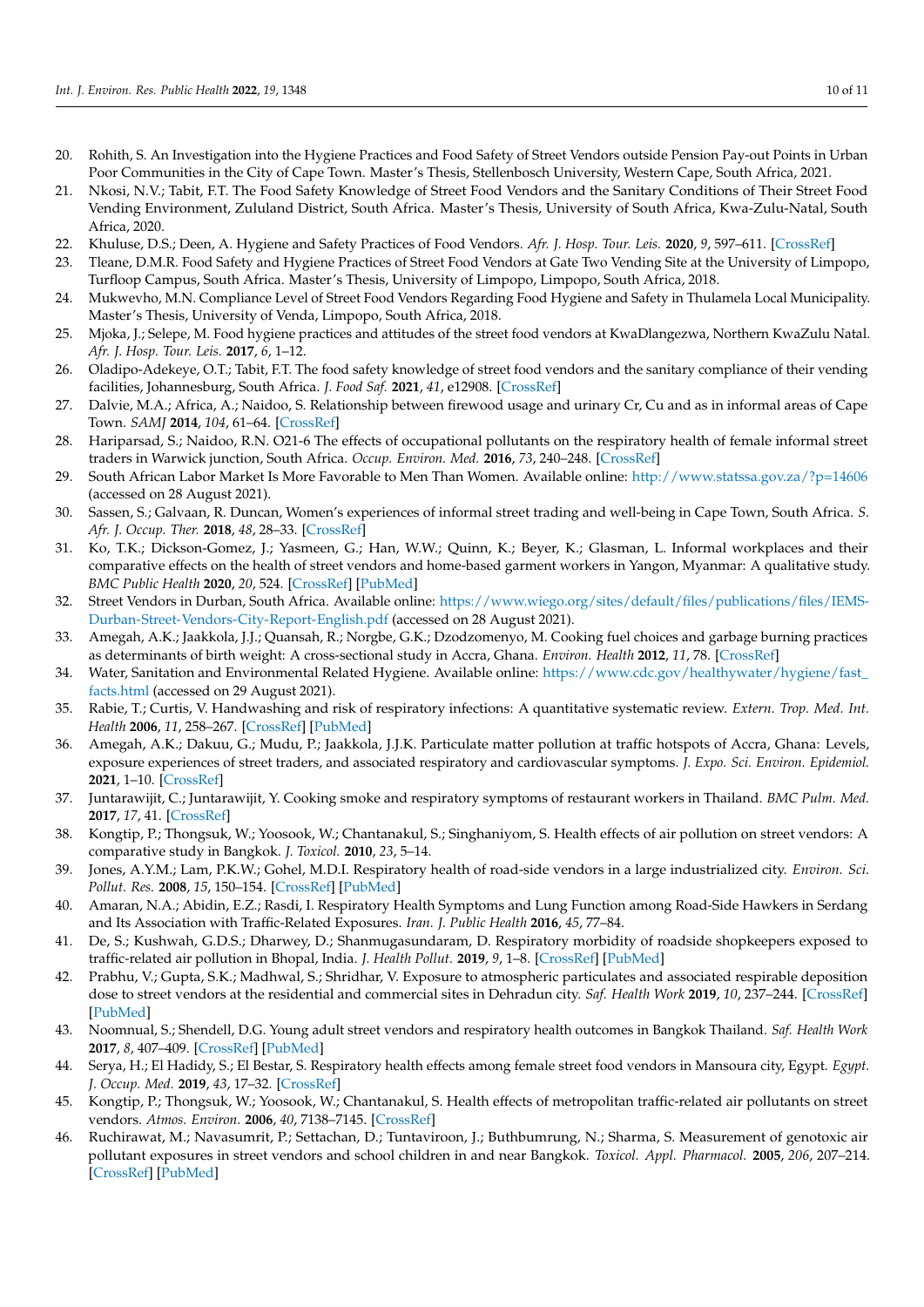20. Rohith, S. An Investigation into the Hygiene Practices and Food Safety of Street Vendors outside Pension Pay-out Points in Urban Poor Communities in the City of Cape Town. Master's Thesis, Stellenbosch University, Western Cape, South Africa, 2021.
21. Nkosi, N.V.; Tabit, F.T. The Food Safety Knowledge of Street Food Vendors and the Sanitary Conditions of Their Street Food Vending Environment, Zululand District, South Africa. Master's Thesis, University of South Africa, Kwa-Zulu-Natal, South Africa, 2020.
22. Khuluse, D.S.; Deen, A. Hygiene and Safety Practices of Food Vendors. *Afr. J. Hosp. Tour. Leis.* **2020**, *9*, 597–611. [CrossRef]
23. Tleane, D.M.R. Food Safety and Hygiene Practices of Street Food Vendors at Gate Two Vending Site at the University of Limpopo, Turfloop Campus, South Africa. Master's Thesis, University of Limpopo, Limpopo, South Africa, 2018.
24. Mukwevho, M.N. Compliance Level of Street Food Vendors Regarding Food Hygiene and Safety in Thulamela Local Municipality. Master's Thesis, University of Venda, Limpopo, South Africa, 2018.
25. Mjoka, J.; Selepe, M. Food hygiene practices and attitudes of the street food vendors at KwaDlangezwa, Northern KwaZulu Natal. *Afr. J. Hosp. Tour. Leis.* **2017**, *6*, 1–12.
26. Oladipo-Adekeye, O.T.; Tabit, F.T. The food safety knowledge of street food vendors and the sanitary compliance of their vending facilities, Johannesburg, South Africa. *J. Food Saf.* **2021**, *41*, e12908. [CrossRef]
27. Dalvie, M.A.; Africa, A.; Naidoo, S. Relationship between firewood usage and urinary Cr, Cu and as in informal areas of Cape Town. *SAMJ* **2014**, *104*, 61–64. [CrossRef]
28. Haripersad, S.; Naidoo, R.N. O21-6 The effects of occupational pollutants on the respiratory health of female informal street traders in Warwick junction, South Africa. *Occup. Environ. Med.* **2016**, *73*, 240–248. [CrossRef]
29. South African Labor Market Is More Favorable to Men Than Women. Available online: http://www.statssa.gov.za/?p=14606 (accessed on 28 August 2021).
30. Sassen, S.; Galvaan, R. Duncan, Women's experiences of informal street trading and well-being in Cape Town, South Africa. *S. Afr. J. Occup. Ther.* **2018**, *48*, 28–33. [CrossRef]
31. Ko, T.K.; Dickson-Gomez, J.; Yasmeen, G.; Han, W.W.; Quinn, K.; Beyer, K.; Glasman, L. Informal workplaces and their comparative effects on the health of street vendors and home-based garment workers in Yangon, Myanmar: A qualitative study. *BMC Public Health* **2020**, *20*, 524. [CrossRef] [PubMed]
32. Street Vendors in Durban, South Africa. Available online: https://www.wiego.org/sites/default/files/publications/files/IEMS-Durban-Street-Vendors-City-Report-English.pdf (accessed on 28 August 2021).
33. Amegah, A.K.; Jaakkola, J.J.; Quansah, R.; Norgbe, G.K.; Dzodzomenyo, M. Cooking fuel choices and garbage burning practices as determinants of birth weight: A cross-sectional study in Accra, Ghana. *Environ. Health* **2012**, *11*, 78. [CrossRef]
34. Water, Sanitation and Environmental Related Hygiene. Available online: https://www.cdc.gov/healthywater/hygiene/fast_facts.html (accessed on 29 August 2021).
35. Rabie, T.; Curtis, V. Handwashing and risk of respiratory infections: A quantitative systematic review. *Extern. Trop. Med. Int. Health* **2006**, *11*, 258–267. [CrossRef] [PubMed]
36. Amegah, A.K.; Dakuu, G.; Mudu, P.; Jaakkola, J.J.K. Particulate matter pollution at traffic hotspots of Accra, Ghana: Levels, exposure experiences of street traders, and associated respiratory and cardiovascular symptoms. *J. Expo. Sci. Environ. Epidemiol.* **2021**, 1–10. [CrossRef]
37. Juntarawijit, C.; Juntarawijit, Y. Cooking smoke and respiratory symptoms of restaurant workers in Thailand. *BMC Pulm. Med.* **2017**, *17*, 41. [CrossRef]
38. Kongtip, P.; Thongsuk, W.; Yoosook, W.; Chantanakul, S.; Singhaniyom, S. Health effects of air pollution on street vendors: A comparative study in Bangkok. *J. Toxicol.* **2010**, *23*, 5–14.
39. Jones, A.Y.M.; Lam, P.K.W.; Gohel, M.D.I. Respiratory health of road-side vendors in a large industrialized city. *Environ. Sci. Pollut. Res.* **2008**, *15*, 150–154. [CrossRef] [PubMed]
40. Amaran, N.A.; Abidin, E.Z.; Rasdi, I. Respiratory Health Symptoms and Lung Function among Road-Side Hawkers in Serdang and Its Association with Traffic-Related Exposures. *Iran. J. Public Health* **2016**, *45*, 77–84.
41. De, S.; Kushwah, G.D.S.; Dharwey, D.; Shanmugasundaram, D. Respiratory morbidity of roadside shopkeepers exposed to traffic-related air pollution in Bhopal, India. *J. Health Pollut.* **2019**, *9*, 1–8. [CrossRef] [PubMed]
42. Prabhu, V.; Gupta, S.K.; Madhwal, S.; Shridhar, V. Exposure to atmospheric particulates and associated respirable deposition dose to street vendors at the residential and commercial sites in Dehradun city. *Saf. Health Work* **2019**, *10*, 237–244. [CrossRef] [PubMed]
43. Noomnual, S.; Shendell, D.G. Young adult street vendors and respiratory health outcomes in Bangkok Thailand. *Saf. Health Work* **2017**, *8*, 407–409. [CrossRef] [PubMed]
44. Serya, H.; El Hadidy, S.; El Bestar, S. Respiratory health effects among female street food vendors in Mansoura city, Egypt. *Egypt. J. Occup. Med.* **2019**, *43*, 17–32. [CrossRef]
45. Kongtip, P.; Thongsuk, W.; Yoosook, W.; Chantanakul, S. Health effects of metropolitan traffic-related air pollutants on street vendors. *Atmos. Environ.* **2006**, *40*, 7138–7145. [CrossRef]
46. Ruchirawat, M.; Navasumrit, P.; Settachan, D.; Tuntaviroon, J.; Buthbumrung, N.; Sharma, S. Measurement of genotoxic air pollutant exposures in street vendors and school children in and near Bangkok. *Toxicol. Appl. Pharmacol.* **2005**, *206*, 207–214. [CrossRef] [PubMed]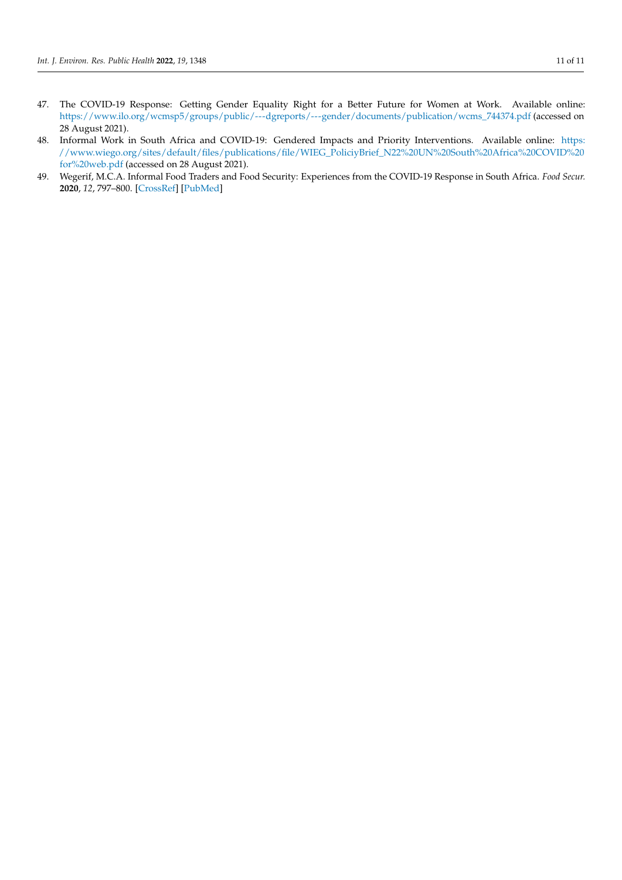47. The COVID-19 Response: Getting Gender Equality Right for a Better Future for Women at Work. Available online: https://www.ilo.org/wcmsp5/groups/public/---dgreports/---gender/documents/publication/wcms_744374.pdf (accessed on 28 August 2021).
48. Informal Work in South Africa and COVID-19: Gendered Impacts and Priority Interventions. Available online: https://www.wiego.org/sites/default/files/publications/file/WIEG_PoliciyBrief_N22%20UN%20South%20Africa%20COVID%20for%20web.pdf (accessed on 28 August 2021).
49. Wegerif, M.C.A. Informal Food Traders and Food Security: Experiences from the COVID-19 Response in South Africa. *Food Secur.* **2020**, *12*, 797–800. [CrossRef] [PubMed]